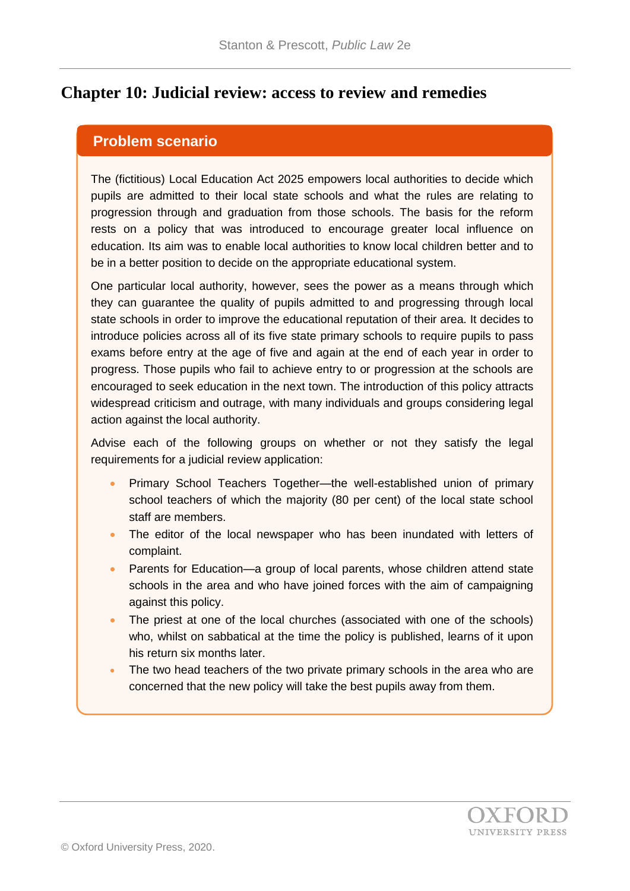# Chapter 10: Judicial review: access to review and remedies

## Problem scenario

The (fictitious) Local Education Act 2025 empowers local authorities to decide which pupils are admitted to their local state schools and what the rules are relating to progression through and graduation from those schools. The basis for the reform rests on a policy that was introduced to encourage greater local influence on education. Its aim was to enable local authorities to know local children better and to be in a better position to decide on the appropriate educational system.

One particular local authority, however, sees the power as a means through which they can guarantee the quality of pupils admitted to and progressing through local state schools in order to improve the educational reputation of their area. It decides to introduce policies across all of its five state primary schools to require pupils to pass exams before entry at the age of five and again at the end of each year in order to progress. Those pupils who fail to achieve entry to or progression at the schools are encouraged to seek education in the next town. The introduction of this policy attracts widespread criticism and outrage, with many individuals and groups considering legal action against the local authority.

Advise each of the following groups on whether or not they satisfy the legal requirements for a judicial review application:

- Primary School Teachers Together—the well-established union of primary school teachers of which the majority (80 per cent) of the local state school staff are members.
- The editor of the local newspaper who has been inundated with letters of complaint.
- Parents for Education—a group of local parents, whose children attend state schools in the area and who have joined forces with the aim of campaigning against this policy.
- The priest at one of the local churches (associated with one of the schools) who, whilst on sabbatical at the time the policy is published, learns of it upon his return six months later.
- The two head teachers of the two private primary schools in the area who are concerned that the new policy will take the best pupils away from them.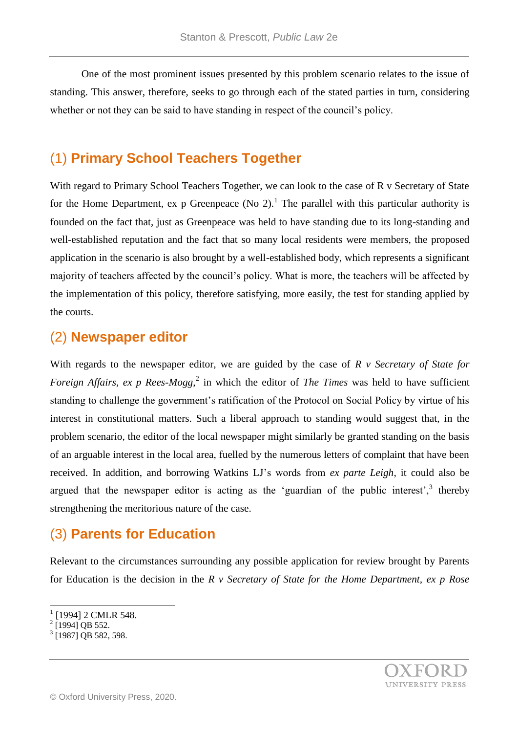One of the most prominent issues presented by this problem scenario relates to the issue of standing. This answer, therefore, seeks to go through each of the stated parties in turn, considering whether or not they can be said to have standing in respect of the council's policy.

## (1) Primary School Teachers Together

With regard to Primary School Teachers Together, we can look to the case of R v Secretary of State for the Home Department, ex p Greenpeace (No 2).[1] The parallel with this particular authority is founded on the fact that, just as Greenpeace was held to have standing due to its long-standing and well-established reputation and the fact that so many local residents were members, the proposed application in the scenario is also brought by a well-established body, which represents a significant majority of teachers affected by the council's policy. What is more, the teachers will be affected by the implementation of this policy, therefore satisfying, more easily, the test for standing applied by the courts.

## (2) Newspaper editor

With regards to the newspaper editor, we are guided by the case of *R v Secretary of State for Foreign Affairs, ex p Rees-Mogg*,[2] in which the editor of *The Times* was held to have sufficient standing to challenge the government's ratification of the Protocol on Social Policy by virtue of his interest in constitutional matters. Such a liberal approach to standing would suggest that, in the problem scenario, the editor of the local newspaper might similarly be granted standing on the basis of an arguable interest in the local area, fuelled by the numerous letters of complaint that have been received. In addition, and borrowing Watkins LJ's words from *ex parte Leigh*, it could also be argued that the newspaper editor is acting as the 'guardian of the public interest',[3] thereby strengthening the meritorious nature of the case.

## (3) Parents for Education

Relevant to the circumstances surrounding any possible application for review brought by Parents for Education is the decision in the *R v Secretary of State for the Home Department, ex p Rose*

---

[1] [1994] 2 CMLR 548.

[2] [1994] QB 552.

[3] [1987] QB 582, 598.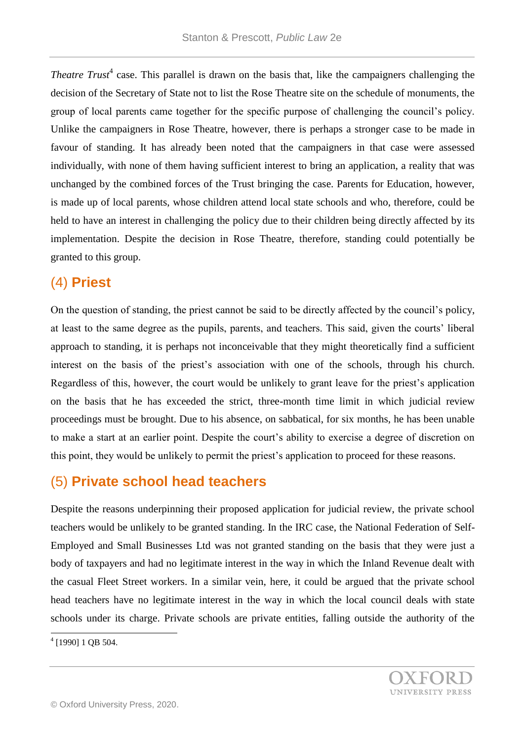*Theatre Trust*[4] case. This parallel is drawn on the basis that, like the campaigners challenging the decision of the Secretary of State not to list the Rose Theatre site on the schedule of monuments, the group of local parents came together for the specific purpose of challenging the council's policy. Unlike the campaigners in Rose Theatre, however, there is perhaps a stronger case to be made in favour of standing. It has already been noted that the campaigners in that case were assessed individually, with none of them having sufficient interest to bring an application, a reality that was unchanged by the combined forces of the Trust bringing the case. Parents for Education, however, is made up of local parents, whose children attend local state schools and who, therefore, could be held to have an interest in challenging the policy due to their children being directly affected by its implementation. Despite the decision in Rose Theatre, therefore, standing could potentially be granted to this group.

## (4) **Priest**

On the question of standing, the priest cannot be said to be directly affected by the council's policy, at least to the same degree as the pupils, parents, and teachers. This said, given the courts' liberal approach to standing, it is perhaps not inconceivable that they might theoretically find a sufficient interest on the basis of the priest's association with one of the schools, through his church. Regardless of this, however, the court would be unlikely to grant leave for the priest's application on the basis that he has exceeded the strict, three-month time limit in which judicial review proceedings must be brought. Due to his absence, on sabbatical, for six months, he has been unable to make a start at an earlier point. Despite the court's ability to exercise a degree of discretion on this point, they would be unlikely to permit the priest's application to proceed for these reasons.

## (5) **Private school head teachers**

Despite the reasons underpinning their proposed application for judicial review, the private school teachers would be unlikely to be granted standing. In the IRC case, the National Federation of Self-Employed and Small Businesses Ltd was not granted standing on the basis that they were just a body of taxpayers and had no legitimate interest in the way in which the Inland Revenue dealt with the casual Fleet Street workers. In a similar vein, here, it could be argued that the private school head teachers have no legitimate interest in the way in which the local council deals with state schools under its charge. Private schools are private entities, falling outside the authority of the

[4] [1990] 1 QB 504.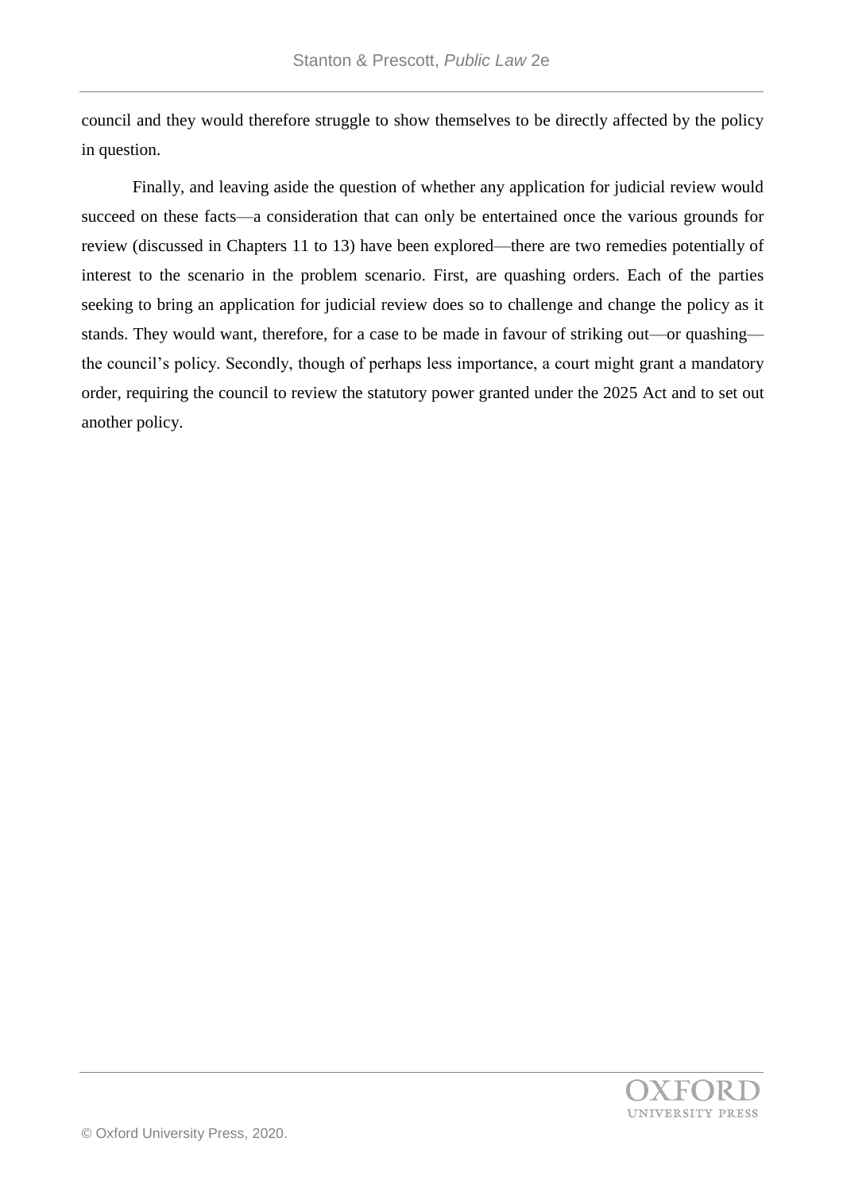council and they would therefore struggle to show themselves to be directly affected by the policy in question.

Finally, and leaving aside the question of whether any application for judicial review would succeed on these facts—a consideration that can only be entertained once the various grounds for review (discussed in Chapters 11 to 13) have been explored—there are two remedies potentially of interest to the scenario in the problem scenario. First, are quashing orders. Each of the parties seeking to bring an application for judicial review does so to challenge and change the policy as it stands. They would want, therefore, for a case to be made in favour of striking out—or quashing—the council's policy. Secondly, though of perhaps less importance, a court might grant a mandatory order, requiring the council to review the statutory power granted under the 2025 Act and to set out another policy.